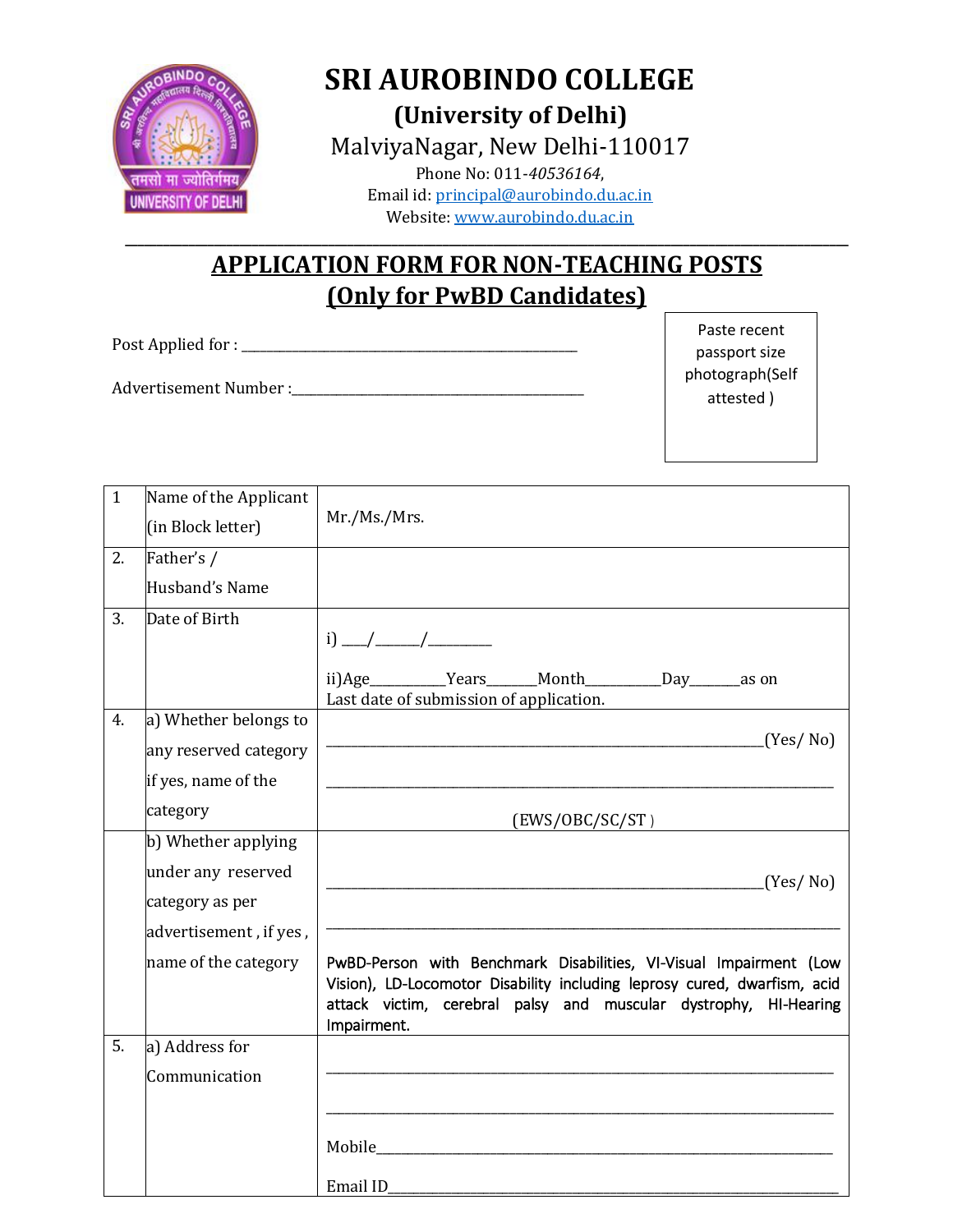# SRI AUROBINDO COLLEGE

## (University of Delhi)

MalviyaNagar, New Delhi-110017

Phone No: 011-*40536164*,

Email id: principal@aurobindo.du.ac.in

Website: www.aurobindo.du.ac.in

---

## APPLICATION FORM FOR NON-TEACHING POSTS
## (Only for PwBD Candidates)

Post Applied for : ______________________________________________

Advertisement Number :_________________________________________

Paste recent passport size photograph(Self attested )

| | | |
|---|---|---|
| 1 | Name of the Applicant (in Block letter) | Mr./Ms./Mrs. |
| 2. | Father's / Husband's Name | |
| 3. | Date of Birth | i) ___/______/_________<br><br>ii)Age__________Years______Month__________Day_______as on Last date of submission of application. |
| 4. | a) Whether belongs to any reserved category if yes, name of the category | ____________________________________________(Yes/ No)<br><br>______________________________________________<br><br>(EWS/OBC/SC/ST ) |
| | b) Whether applying under any reserved category as per advertisement , if yes , name of the category | ____________________________________________(Yes/ No)<br><br>______________________________________________<br><br>PwBD-Person with Benchmark Disabilities, VI-Visual Impairment (Low Vision), LD-Locomotor Disability including leprosy cured, dwarfism, acid attack victim, cerebral palsy and muscular dystrophy, HI-Hearing Impairment. |
| 5. | a) Address for Communication | ______________________________________________<br><br>______________________________________________<br><br>Mobile________________________________________<br><br>Email ID______________________________________ |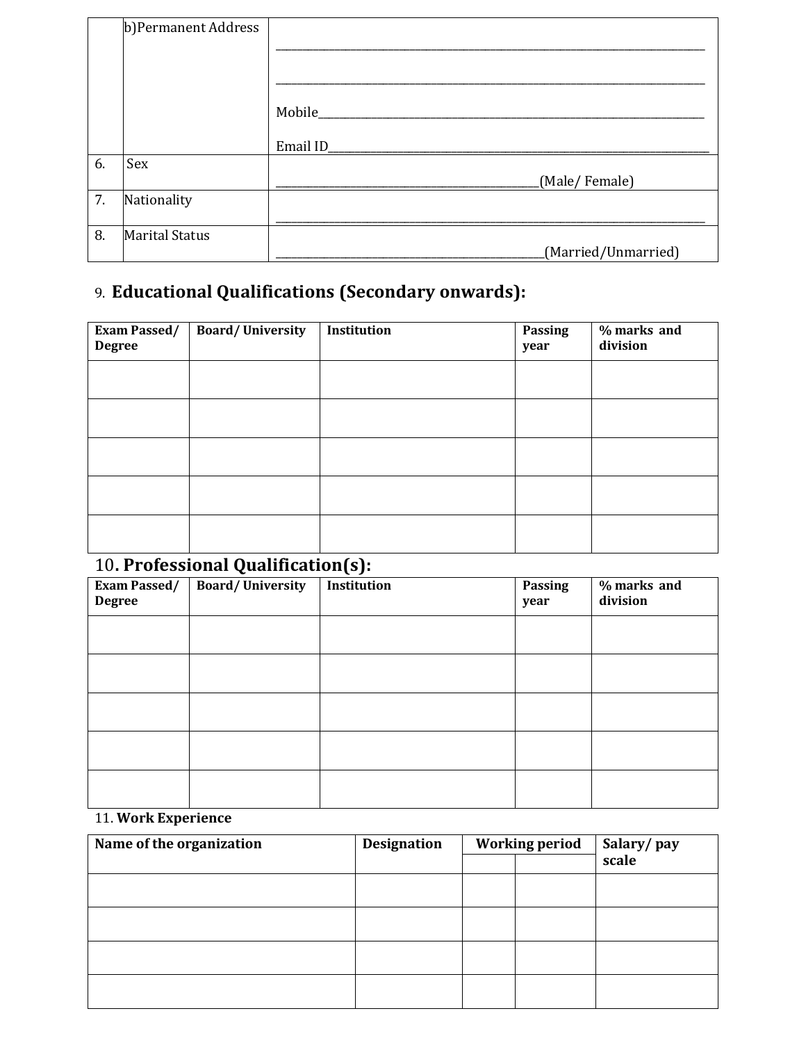| | b)Permanent Address | \_\_\_\_\_\_\_\_\_\_\_\_\_\_\_\_\_\_\_\_\_\_\_\_\_\_\_\_\_\_\_\_\_\_\_\_\_\_\_\_\_\_\_\_\_\_\_\_\_\_\_\_\_ <br> \_\_\_\_\_\_\_\_\_\_\_\_\_\_\_\_\_\_\_\_\_\_\_\_\_\_\_\_\_\_\_\_\_\_\_\_\_\_\_\_\_\_\_\_\_\_\_\_\_\_\_\_\_ <br> Mobile\_\_\_\_\_\_\_\_\_\_\_\_\_\_\_\_\_\_\_\_\_\_\_\_\_\_\_\_\_\_\_\_\_\_\_\_\_\_\_\_\_\_\_\_\_\_\_\_ <br> Email ID\_\_\_\_\_\_\_\_\_\_\_\_\_\_\_\_\_\_\_\_\_\_\_\_\_\_\_\_\_\_\_\_\_\_\_\_\_\_\_\_\_\_\_\_\_\_ |
|---|---|---|
| 6. | Sex | \_\_\_\_\_\_\_\_\_\_\_\_\_\_\_\_\_\_\_\_\_\_\_\_\_\_\_\_\_\_\_\_(Male/ Female) |
| 7. | Nationality | \_\_\_\_\_\_\_\_\_\_\_\_\_\_\_\_\_\_\_\_\_\_\_\_\_\_\_\_\_\_\_\_\_\_\_\_\_\_\_\_\_\_\_\_\_\_\_\_\_\_\_\_\_ |
| 8. | Marital Status | \_\_\_\_\_\_\_\_\_\_\_\_\_\_\_\_\_\_\_\_\_\_\_\_\_\_\_\_\_\_\_\_(Married/Unmarried) |

9. **Educational Qualifications (Secondary onwards):**

| Exam Passed/ Degree | Board/ University | Institution | Passing year | % marks and division |
|---|---|---|---|---|
| | | | | |
| | | | | |
| | | | | |
| | | | | |
| | | | | |

10. **Professional Qualification(s):**

| Exam Passed/ Degree | Board/ University | Institution | Passing year | % marks and division |
|---|---|---|---|---|
| | | | | |
| | | | | |
| | | | | |
| | | | | |
| | | | | |

11. **Work Experience**

| Name of the organization | Designation | Working period | | Salary/ pay scale |
|---|---|---|---|---|
| | | | | |
| | | | | |
| | | | | |
| | | | | |
| | | | | |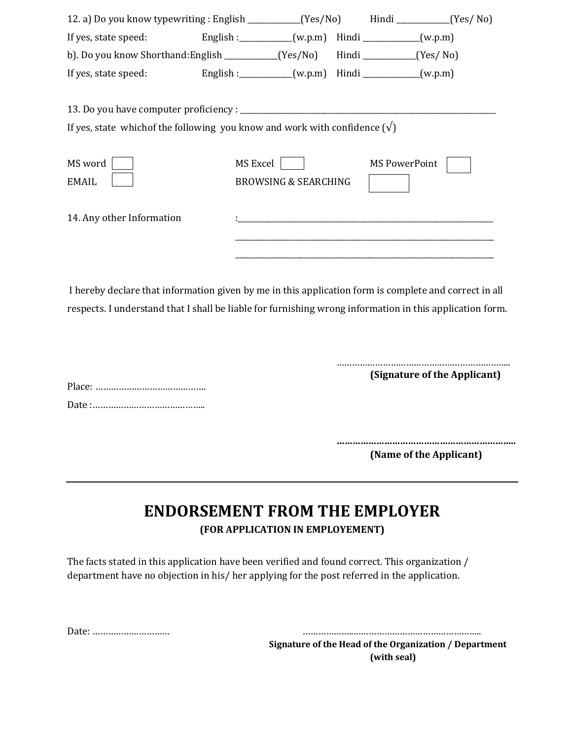12. a) Do you know typewriting : English _____________(Yes/No) Hindi _____________(Yes/ No)

If yes, state speed: English :_____________(w.p.m) Hindi _____________(w.p.m)

b). Do you know Shorthand:English _____________(Yes/No) Hindi _____________(Yes/ No)

If yes, state speed: English :_____________(w.p.m) Hindi _____________(w.p.m)

13. Do you have computer proficiency : ________________________________________________________________

If yes, state whichof the following you know and work with confidence (√)

MS word ☐ MS Excel ☐ MS PowerPoint ☐

EMAIL ☐ BROWSING & SEARCHING ☐

14. Any other Information :________________________________________________________________

________________________________________________________________

________________________________________________________________

I hereby declare that information given by me in this application form is complete and correct in all respects. I understand that I shall be liable for furnishing wrong information in this application form.

…………………………………………………………..
**(Signature of the Applicant)**

Place: ……………………………………..

Date :………………………………………..

…………………………………………………………..
**(Name of the Applicant)**

---

## ENDORSEMENT FROM THE EMPLOYER

**(FOR APPLICATION IN EMPLOYEMENT)**

The facts stated in this application have been verified and found correct. This organization / department have no objection in his/ her applying for the post referred in the application.

Date: …………………………

……………………………………………………………………..
**Signature of the Head of the Organization / Department**
**(with seal)**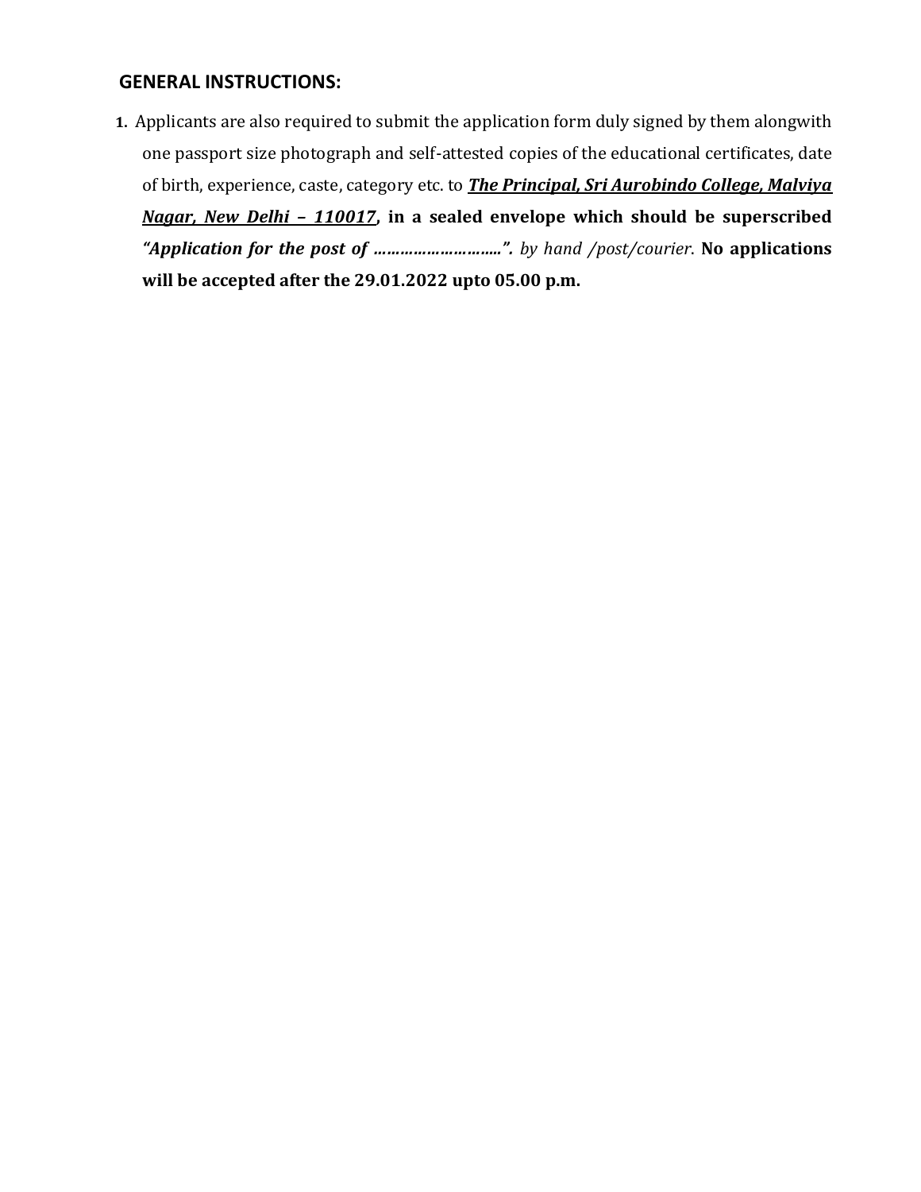## GENERAL INSTRUCTIONS:

1. Applicants are also required to submit the application form duly signed by them alongwith one passport size photograph and self-attested copies of the educational certificates, date of birth, experience, caste, category etc. to ***The Principal, Sri Aurobindo College, Malviya Nagar, New Delhi – 110017*****, in a sealed envelope which should be superscribed** ***"Application for the post of ………………………."*** *by hand /post/courier*. **No applications will be accepted after the 29.01.2022 upto 05.00 p.m.**